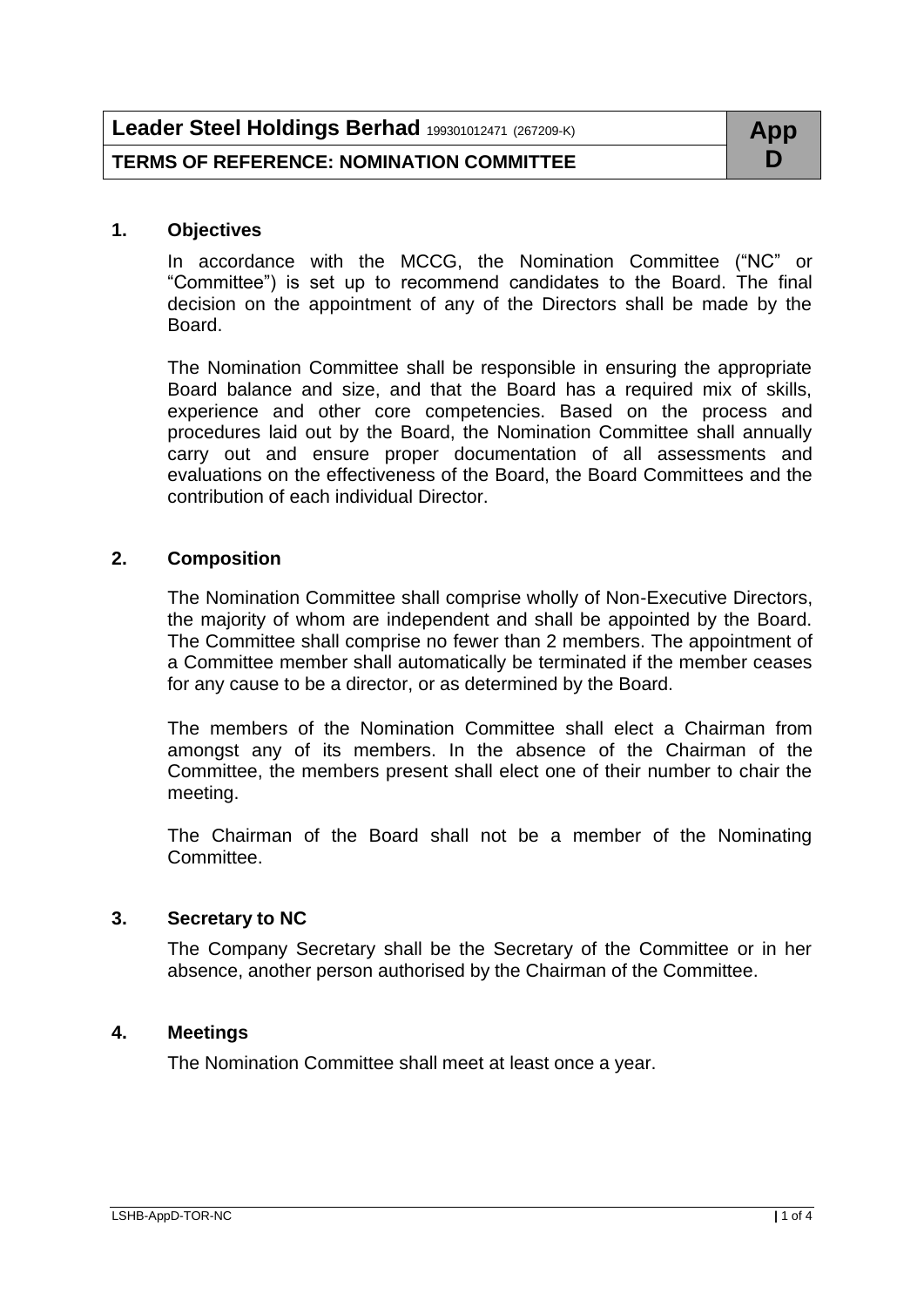| **Leader Steel Holdings Berhad** 199301012471 (267209-K) | **App D** |
| --- | --- |
| **TERMS OF REFERENCE: NOMINATION COMMITTEE** | |

## 1. Objectives

In accordance with the MCCG, the Nomination Committee ("NC" or "Committee") is set up to recommend candidates to the Board. The final decision on the appointment of any of the Directors shall be made by the Board.

The Nomination Committee shall be responsible in ensuring the appropriate Board balance and size, and that the Board has a required mix of skills, experience and other core competencies. Based on the process and procedures laid out by the Board, the Nomination Committee shall annually carry out and ensure proper documentation of all assessments and evaluations on the effectiveness of the Board, the Board Committees and the contribution of each individual Director.

## 2. Composition

The Nomination Committee shall comprise wholly of Non-Executive Directors, the majority of whom are independent and shall be appointed by the Board. The Committee shall comprise no fewer than 2 members. The appointment of a Committee member shall automatically be terminated if the member ceases for any cause to be a director, or as determined by the Board.

The members of the Nomination Committee shall elect a Chairman from amongst any of its members. In the absence of the Chairman of the Committee, the members present shall elect one of their number to chair the meeting.

The Chairman of the Board shall not be a member of the Nominating Committee.

## 3. Secretary to NC

The Company Secretary shall be the Secretary of the Committee or in her absence, another person authorised by the Chairman of the Committee.

## 4. Meetings

The Nomination Committee shall meet at least once a year.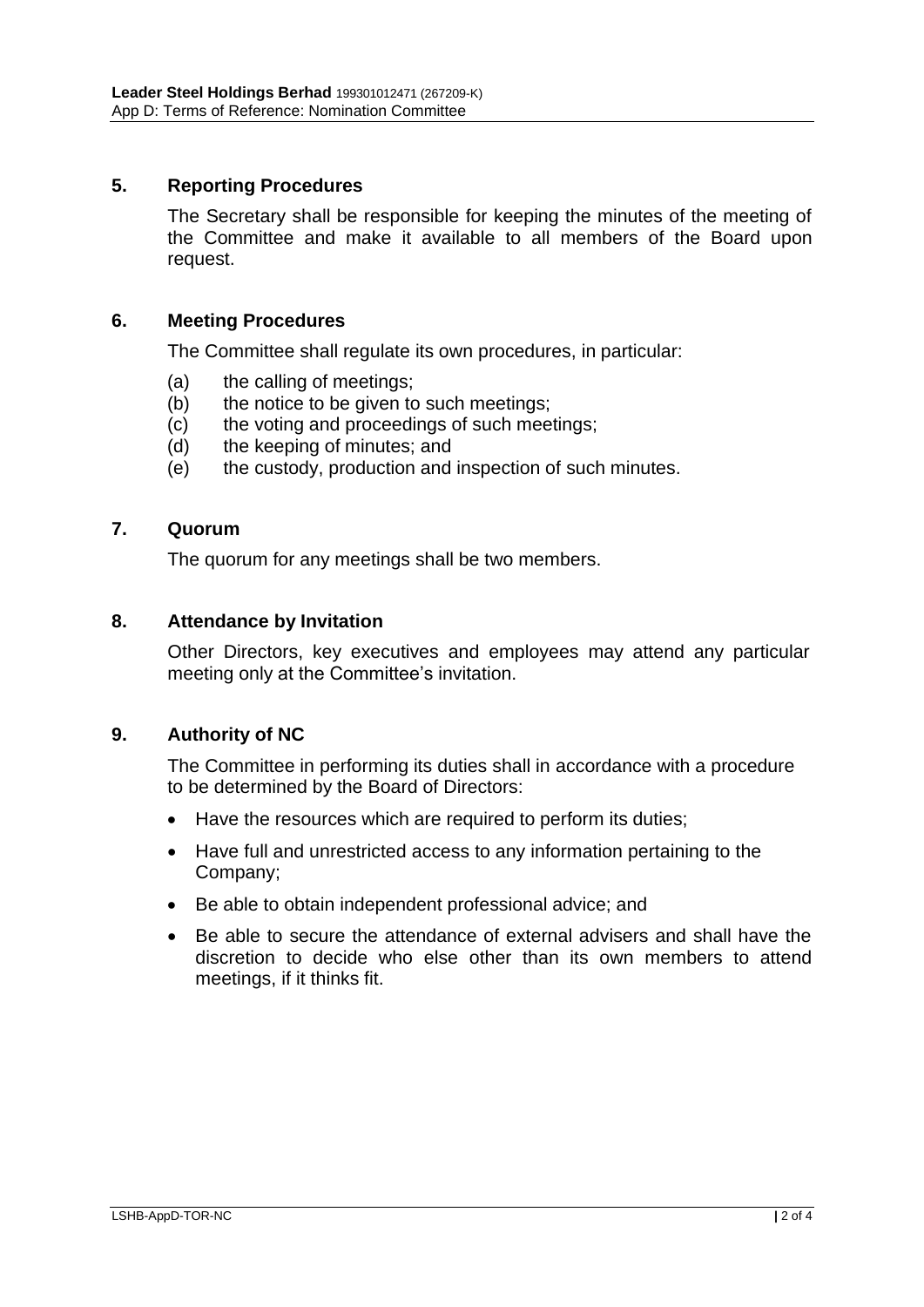## 5. Reporting Procedures

The Secretary shall be responsible for keeping the minutes of the meeting of the Committee and make it available to all members of the Board upon request.

## 6. Meeting Procedures

The Committee shall regulate its own procedures, in particular:

(a) the calling of meetings;
(b) the notice to be given to such meetings;
(c) the voting and proceedings of such meetings;
(d) the keeping of minutes; and
(e) the custody, production and inspection of such minutes.

## 7. Quorum

The quorum for any meetings shall be two members.

## 8. Attendance by Invitation

Other Directors, key executives and employees may attend any particular meeting only at the Committee's invitation.

## 9. Authority of NC

The Committee in performing its duties shall in accordance with a procedure to be determined by the Board of Directors:

- Have the resources which are required to perform its duties;
- Have full and unrestricted access to any information pertaining to the Company;
- Be able to obtain independent professional advice; and
- Be able to secure the attendance of external advisers and shall have the discretion to decide who else other than its own members to attend meetings, if it thinks fit.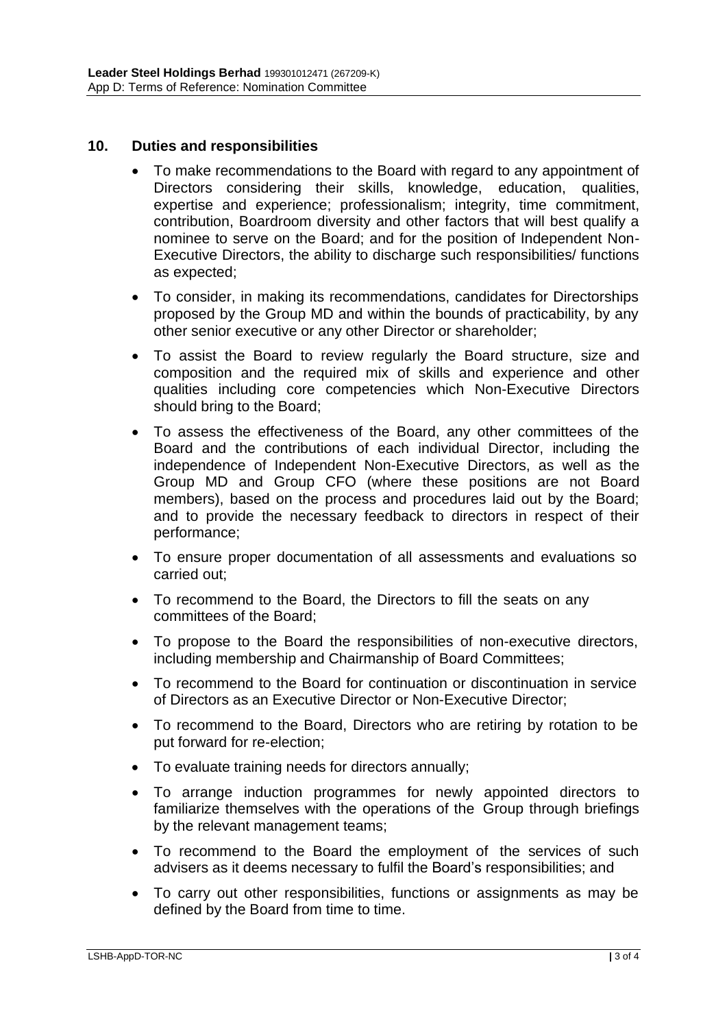## 10. Duties and responsibilities

- To make recommendations to the Board with regard to any appointment of Directors considering their skills, knowledge, education, qualities, expertise and experience; professionalism; integrity, time commitment, contribution, Boardroom diversity and other factors that will best qualify a nominee to serve on the Board; and for the position of Independent Non-Executive Directors, the ability to discharge such responsibilities/ functions as expected;
- To consider, in making its recommendations, candidates for Directorships proposed by the Group MD and within the bounds of practicability, by any other senior executive or any other Director or shareholder;
- To assist the Board to review regularly the Board structure, size and composition and the required mix of skills and experience and other qualities including core competencies which Non-Executive Directors should bring to the Board;
- To assess the effectiveness of the Board, any other committees of the Board and the contributions of each individual Director, including the independence of Independent Non-Executive Directors, as well as the Group MD and Group CFO (where these positions are not Board members), based on the process and procedures laid out by the Board; and to provide the necessary feedback to directors in respect of their performance;
- To ensure proper documentation of all assessments and evaluations so carried out;
- To recommend to the Board, the Directors to fill the seats on any committees of the Board;
- To propose to the Board the responsibilities of non-executive directors, including membership and Chairmanship of Board Committees;
- To recommend to the Board for continuation or discontinuation in service of Directors as an Executive Director or Non-Executive Director;
- To recommend to the Board, Directors who are retiring by rotation to be put forward for re-election;
- To evaluate training needs for directors annually;
- To arrange induction programmes for newly appointed directors to familiarize themselves with the operations of the Group through briefings by the relevant management teams;
- To recommend to the Board the employment of the services of such advisers as it deems necessary to fulfil the Board's responsibilities; and
- To carry out other responsibilities, functions or assignments as may be defined by the Board from time to time.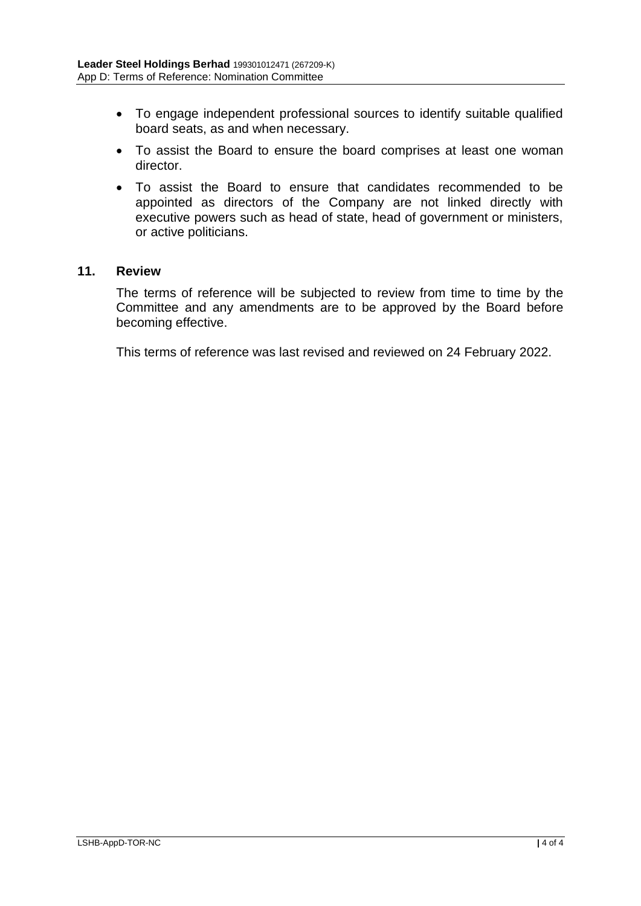- To engage independent professional sources to identify suitable qualified board seats, as and when necessary.
- To assist the Board to ensure the board comprises at least one woman director.
- To assist the Board to ensure that candidates recommended to be appointed as directors of the Company are not linked directly with executive powers such as head of state, head of government or ministers, or active politicians.

## 11. Review

The terms of reference will be subjected to review from time to time by the Committee and any amendments are to be approved by the Board before becoming effective.

This terms of reference was last revised and reviewed on 24 February 2022.